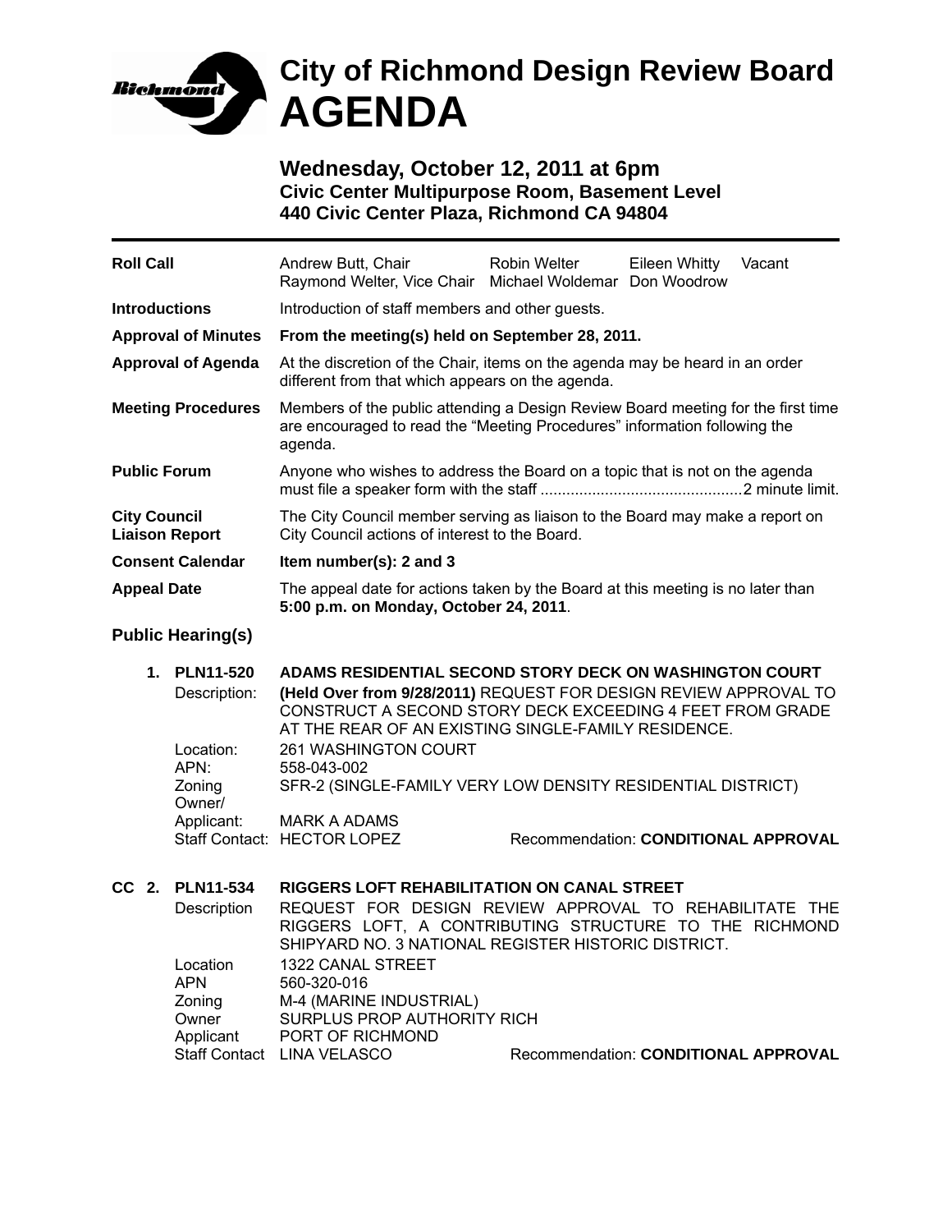# City of Richmond Design Review Board AGENDA

## Wednesday, October 12, 2011 at 6pm

**Civic Center Multipurpose Room, Basement Level**
**440 Civic Center Plaza, Richmond CA 94804**

---

| | |
|---|---|
| **Roll Call** | Andrew Butt, Chair; Raymond Welter, Vice Chair; Robin Welter; Michael Woldemar; Eileen Whitty; Don Woodrow; Vacant |
| **Introductions** | Introduction of staff members and other guests. |
| **Approval of Minutes** | **From the meeting(s) held on September 28, 2011.** |
| **Approval of Agenda** | At the discretion of the Chair, items on the agenda may be heard in an order different from that which appears on the agenda. |
| **Meeting Procedures** | Members of the public attending a Design Review Board meeting for the first time are encouraged to read the "Meeting Procedures" information following the agenda. |
| **Public Forum** | Anyone who wishes to address the Board on a topic that is not on the agenda must file a speaker form with the staff ..............................................2 minute limit. |
| **City Council Liaison Report** | The City Council member serving as liaison to the Board may make a report on City Council actions of interest to the Board. |
| **Consent Calendar** | **Item number(s): 2 and 3** |
| **Appeal Date** | The appeal date for actions taken by the Board at this meeting is no later than **5:00 p.m. on Monday, October 24, 2011**. |

### Public Hearing(s)

**1. PLN11-520 — ADAMS RESIDENTIAL SECOND STORY DECK ON WASHINGTON COURT**

- Description: **(Held Over from 9/28/2011)** REQUEST FOR DESIGN REVIEW APPROVAL TO CONSTRUCT A SECOND STORY DECK EXCEEDING 4 FEET FROM GRADE AT THE REAR OF AN EXISTING SINGLE-FAMILY RESIDENCE.
- Location: 261 WASHINGTON COURT
- APN: 558-043-002
- Zoning: SFR-2 (SINGLE-FAMILY VERY LOW DENSITY RESIDENTIAL DISTRICT)
- Owner/Applicant: MARK A ADAMS
- Staff Contact: HECTOR LOPEZ — Recommendation: **CONDITIONAL APPROVAL**

**CC 2. PLN11-534 — RIGGERS LOFT REHABILITATION ON CANAL STREET**

- Description: REQUEST FOR DESIGN REVIEW APPROVAL TO REHABILITATE THE RIGGERS LOFT, A CONTRIBUTING STRUCTURE TO THE RICHMOND SHIPYARD NO. 3 NATIONAL REGISTER HISTORIC DISTRICT.
- Location: 1322 CANAL STREET
- APN: 560-320-016
- Zoning: M-4 (MARINE INDUSTRIAL)
- Owner: SURPLUS PROP AUTHORITY RICH
- Applicant: PORT OF RICHMOND
- Staff Contact: LINA VELASCO — Recommendation: **CONDITIONAL APPROVAL**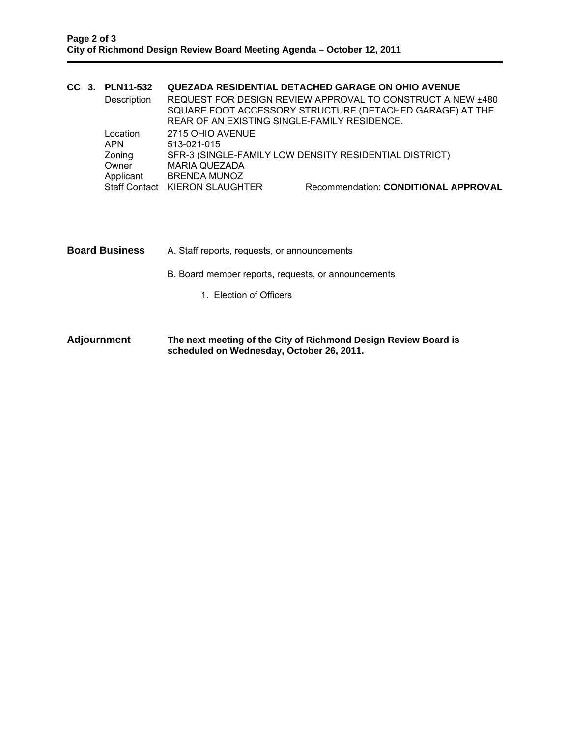**CC 3. PLN11-532 QUEZADA RESIDENTIAL DETACHED GARAGE ON OHIO AVENUE**

| | |
|---|---|
| Description | REQUEST FOR DESIGN REVIEW APPROVAL TO CONSTRUCT A NEW ±480 SQUARE FOOT ACCESSORY STRUCTURE (DETACHED GARAGE) AT THE REAR OF AN EXISTING SINGLE-FAMILY RESIDENCE. |
| Location | 2715 OHIO AVENUE |
| APN | 513-021-015 |
| Zoning | SFR-3 (SINGLE-FAMILY LOW DENSITY RESIDENTIAL DISTRICT) |
| Owner | MARIA QUEZADA |
| Applicant | BRENDA MUNOZ |
| Staff Contact | KIERON SLAUGHTER |

Recommendation: **CONDITIONAL APPROVAL**

**Board Business**

A. Staff reports, requests, or announcements

B. Board member reports, requests, or announcements

1. Election of Officers

**Adjournment**

**The next meeting of the City of Richmond Design Review Board is scheduled on Wednesday, October 26, 2011.**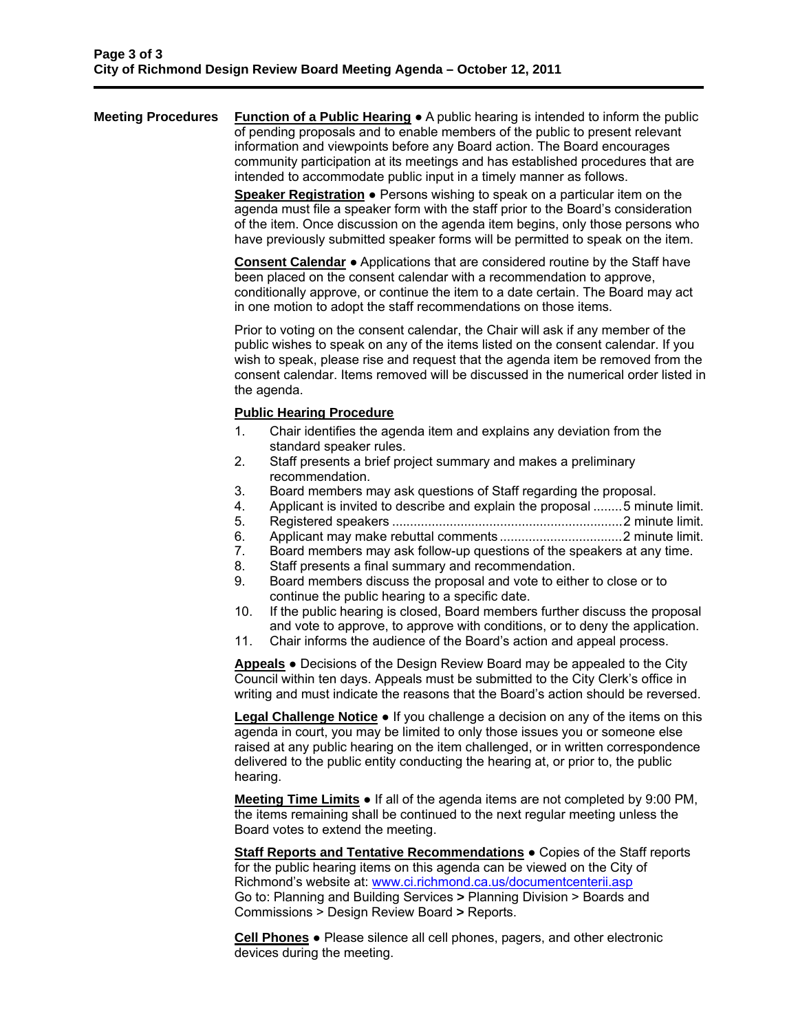**Meeting Procedures**

**Function of a Public Hearing** ● A public hearing is intended to inform the public of pending proposals and to enable members of the public to present relevant information and viewpoints before any Board action. The Board encourages community participation at its meetings and has established procedures that are intended to accommodate public input in a timely manner as follows.

**Speaker Registration** ● Persons wishing to speak on a particular item on the agenda must file a speaker form with the staff prior to the Board's consideration of the item. Once discussion on the agenda item begins, only those persons who have previously submitted speaker forms will be permitted to speak on the item.

**Consent Calendar** ● Applications that are considered routine by the Staff have been placed on the consent calendar with a recommendation to approve, conditionally approve, or continue the item to a date certain. The Board may act in one motion to adopt the staff recommendations on those items.

Prior to voting on the consent calendar, the Chair will ask if any member of the public wishes to speak on any of the items listed on the consent calendar. If you wish to speak, please rise and request that the agenda item be removed from the consent calendar. Items removed will be discussed in the numerical order listed in the agenda.

**Public Hearing Procedure**

1. Chair identifies the agenda item and explains any deviation from the standard speaker rules.
2. Staff presents a brief project summary and makes a preliminary recommendation.
3. Board members may ask questions of Staff regarding the proposal.
4. Applicant is invited to describe and explain the proposal ........5 minute limit.
5. Registered speakers ...............................................................2 minute limit.
6. Applicant may make rebuttal comments .................................2 minute limit.
7. Board members may ask follow-up questions of the speakers at any time.
8. Staff presents a final summary and recommendation.
9. Board members discuss the proposal and vote to either to close or to continue the public hearing to a specific date.
10. If the public hearing is closed, Board members further discuss the proposal and vote to approve, to approve with conditions, or to deny the application.
11. Chair informs the audience of the Board's action and appeal process.

**Appeals** ● Decisions of the Design Review Board may be appealed to the City Council within ten days. Appeals must be submitted to the City Clerk's office in writing and must indicate the reasons that the Board's action should be reversed.

**Legal Challenge Notice** ● If you challenge a decision on any of the items on this agenda in court, you may be limited to only those issues you or someone else raised at any public hearing on the item challenged, or in written correspondence delivered to the public entity conducting the hearing at, or prior to, the public hearing.

**Meeting Time Limits** ● If all of the agenda items are not completed by 9:00 PM, the items remaining shall be continued to the next regular meeting unless the Board votes to extend the meeting.

**Staff Reports and Tentative Recommendations** ● Copies of the Staff reports for the public hearing items on this agenda can be viewed on the City of Richmond's website at: www.ci.richmond.ca.us/documentcenterii.asp
Go to: Planning and Building Services > Planning Division > Boards and Commissions > Design Review Board > Reports.

**Cell Phones** ● Please silence all cell phones, pagers, and other electronic devices during the meeting.